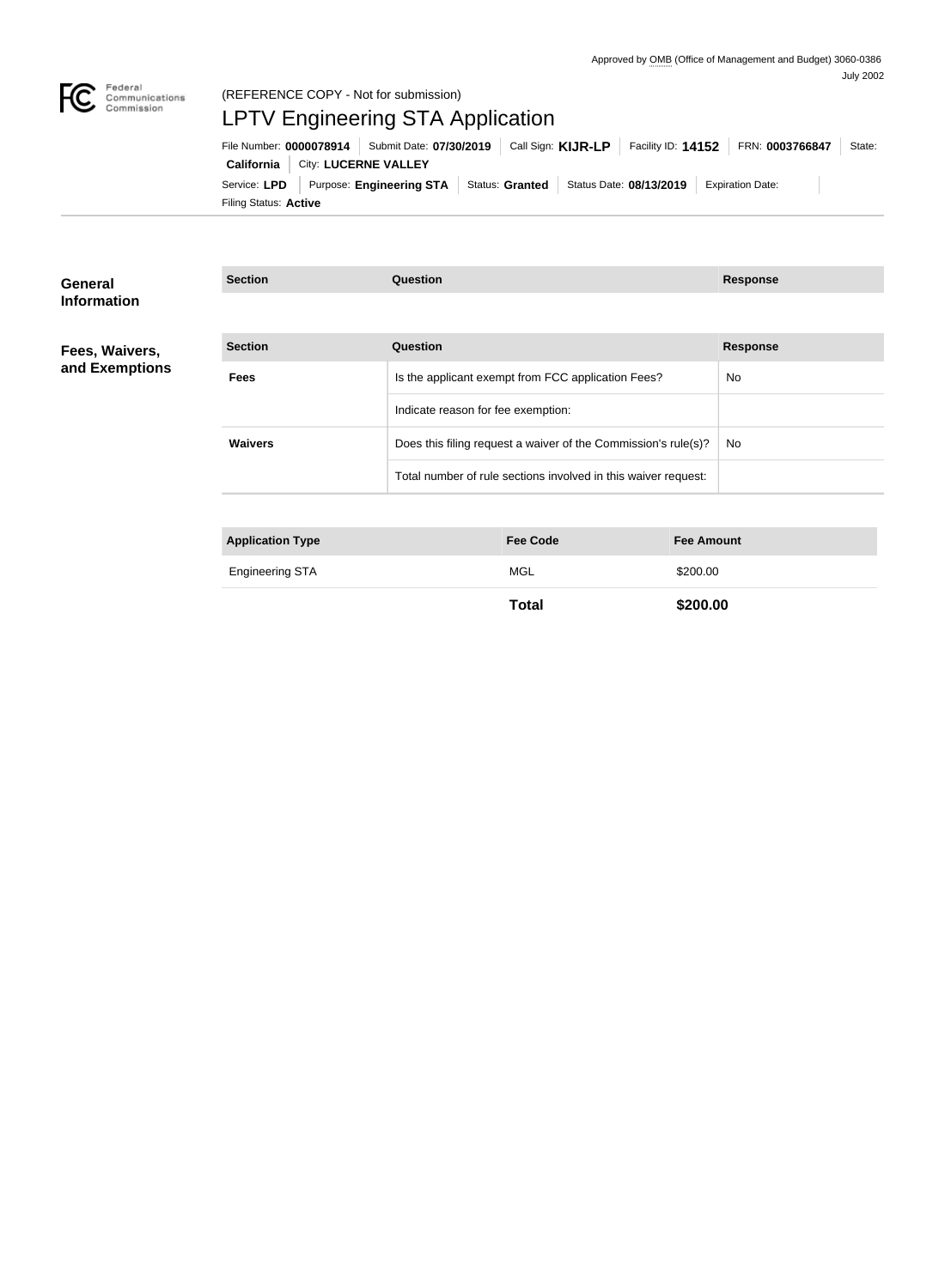Approved by OMB (Office of Management and Budget) 3060-0386
July 2002

Federal Communications Commission

(REFERENCE COPY - Not for submission)

# LPTV Engineering STA Application

File Number: **0000078914** | Submit Date: **07/30/2019** | Call Sign: **KIJR-LP** | Facility ID: **14152** | FRN: **0003766847** | State: **California** | City: **LUCERNE VALLEY**

Service: **LPD** | Purpose: **Engineering STA** | Status: **Granted** | Status Date: **08/13/2019** | Expiration Date:

Filing Status: **Active**

## General Information

| Section | Question | Response |
| --- | --- | --- |

## Fees, Waivers, and Exemptions

| Section | Question | Response |
| --- | --- | --- |
| **Fees** | Is the applicant exempt from FCC application Fees? | No |
| | Indicate reason for fee exemption: | |
| **Waivers** | Does this filing request a waiver of the Commission's rule(s)? | No |
| | Total number of rule sections involved in this waiver request: | |

| Application Type | Fee Code | Fee Amount |
| --- | --- | --- |
| Engineering STA | MGL | $200.00 |
| | **Total** | **$200.00** |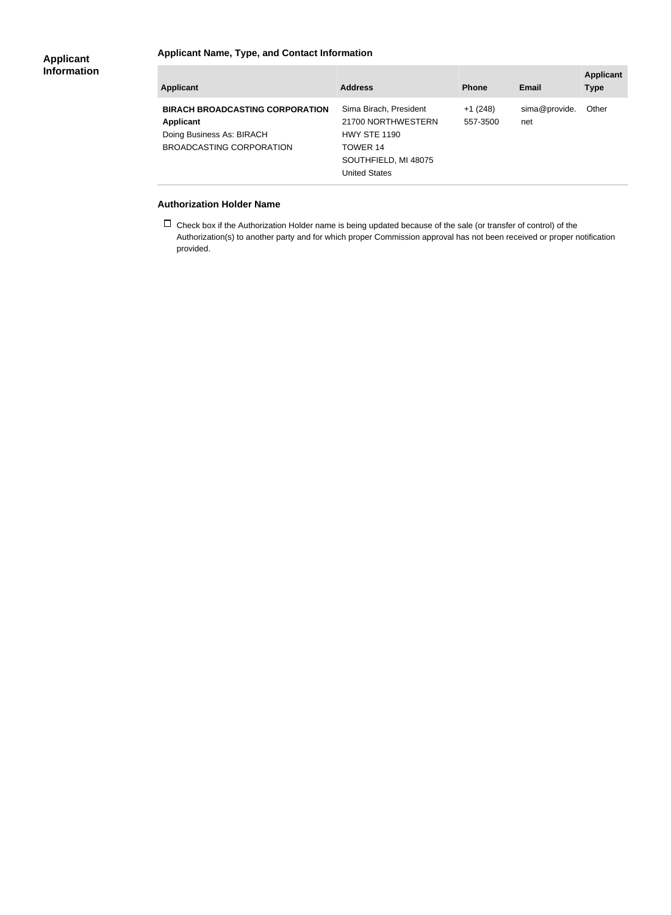**Applicant Information**

### Applicant Name, Type, and Contact Information

| Applicant | Address | Phone | Email | Applicant Type |
|---|---|---|---|---|
| **BIRACH BROADCASTING CORPORATION** **Applicant** Doing Business As: BIRACH BROADCASTING CORPORATION | Sima Birach, President 21700 NORTHWESTERN HWY STE 1190 TOWER 14 SOUTHFIELD, MI 48075 United States | +1 (248) 557-3500 | sima@provide.net | Other |

### Authorization Holder Name

☐ Check box if the Authorization Holder name is being updated because of the sale (or transfer of control) of the Authorization(s) to another party and for which proper Commission approval has not been received or proper notification provided.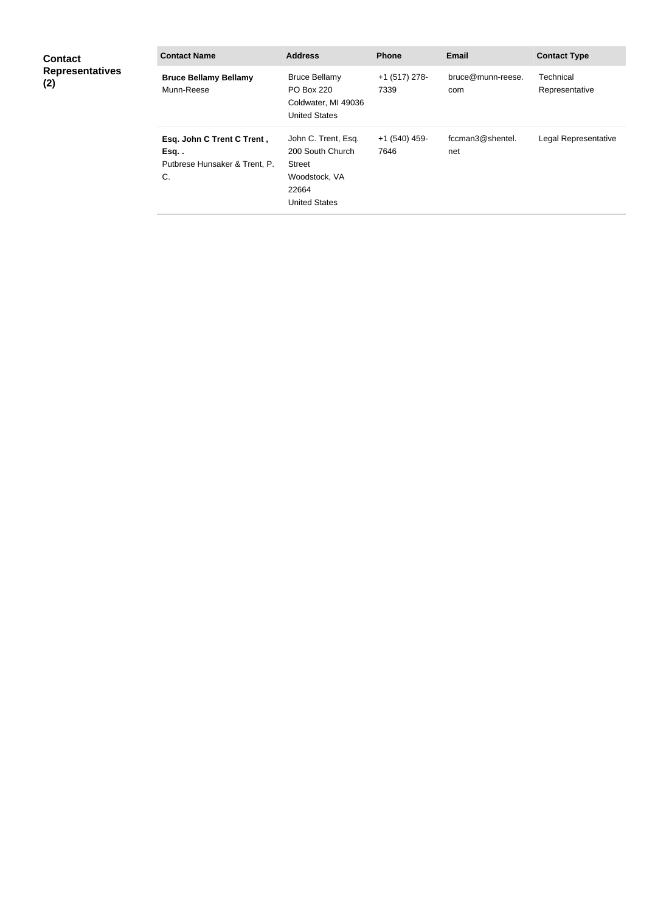**Contact Representatives (2)**

| Contact Name | Address | Phone | Email | Contact Type |
|---|---|---|---|---|
| **Bruce Bellamy Bellamy**<br>Munn-Reese | Bruce Bellamy<br>PO Box 220<br>Coldwater, MI 49036<br>United States | +1 (517) 278-7339 | bruce@munn-reese.com | Technical Representative |
| **Esq. John C Trent C Trent , Esq. .**<br>Putbrese Hunsaker & Trent, P. C. | John C. Trent, Esq.<br>200 South Church Street<br>Woodstock, VA 22664<br>United States | +1 (540) 459-7646 | fccman3@shentel.net | Legal Representative |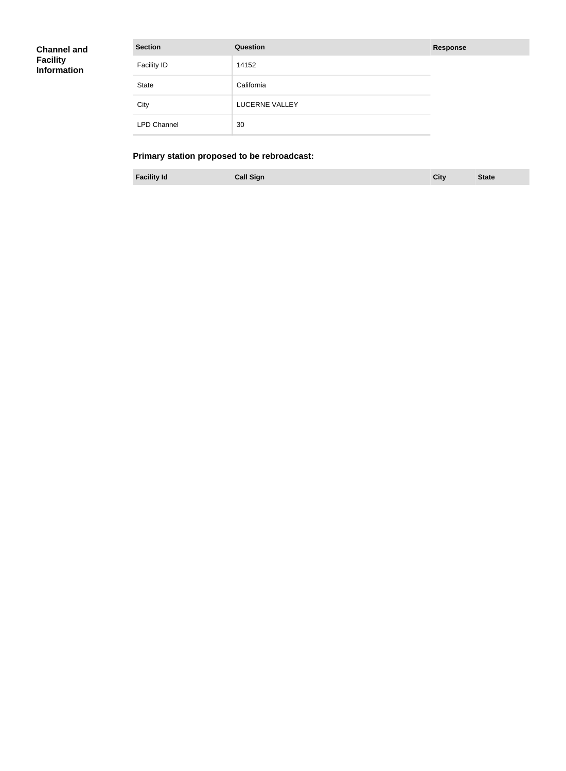**Channel and Facility Information**

| Section | Question | Response |
| --- | --- | --- |
| Facility ID | 14152 | |
| State | California | |
| City | LUCERNE VALLEY | |
| LPD Channel | 30 | |

### Primary station proposed to be rebroadcast:

| Facility Id | Call Sign | City | State |
| --- | --- | --- | --- |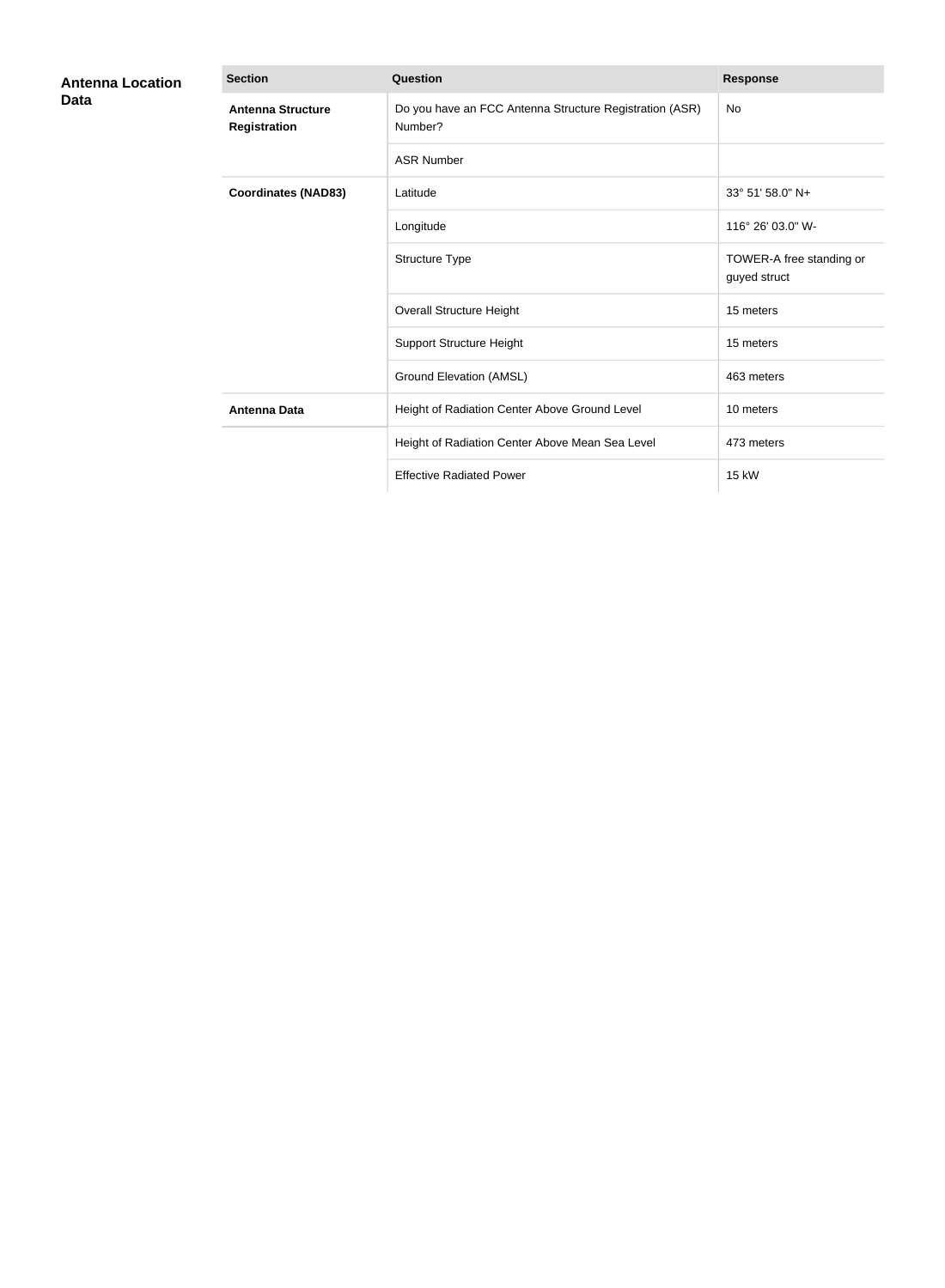## Antenna Location Data

| Section | Question | Response |
| --- | --- | --- |
| **Antenna Structure Registration** | Do you have an FCC Antenna Structure Registration (ASR) Number? | No |
| | ASR Number | |
| **Coordinates (NAD83)** | Latitude | 33° 51' 58.0" N+ |
| | Longitude | 116° 26' 03.0" W- |
| | Structure Type | TOWER-A free standing or guyed struct |
| | Overall Structure Height | 15 meters |
| | Support Structure Height | 15 meters |
| | Ground Elevation (AMSL) | 463 meters |
| **Antenna Data** | Height of Radiation Center Above Ground Level | 10 meters |
| | Height of Radiation Center Above Mean Sea Level | 473 meters |
| | Effective Radiated Power | 15 kW |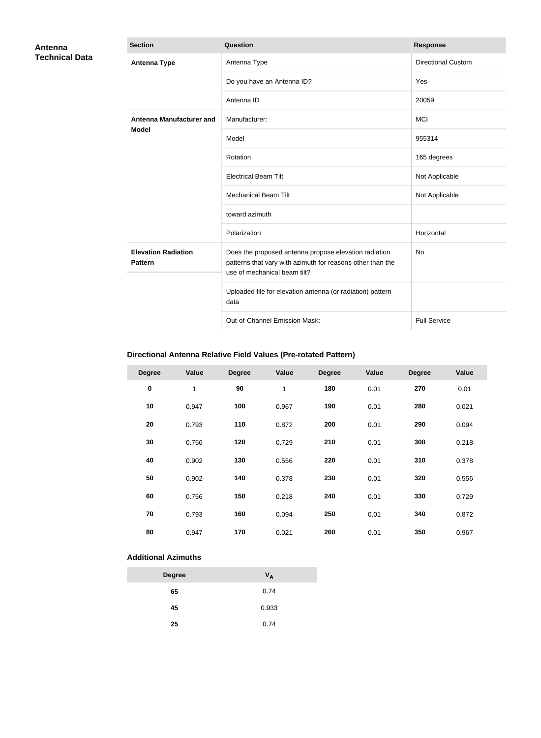## Antenna Technical Data

| Section | Question | Response |
| --- | --- | --- |
| **Antenna Type** | Antenna Type | Directional Custom |
| | Do you have an Antenna ID? | Yes |
| | Antenna ID | 20059 |
| **Antenna Manufacturer and Model** | Manufacturer: | MCI |
| | Model | 955314 |
| | Rotation | 165 degrees |
| | Electrical Beam Tilt | Not Applicable |
| | Mechanical Beam Tilt | Not Applicable |
| | toward azimuth | |
| | Polarization | Horizontal |
| **Elevation Radiation Pattern** | Does the proposed antenna propose elevation radiation patterns that vary with azimuth for reasons other than the use of mechanical beam tilt? | No |
| | Uploaded file for elevation antenna (or radiation) pattern data | |
| | Out-of-Channel Emission Mask: | Full Service |

### Directional Antenna Relative Field Values (Pre-rotated Pattern)

| Degree | Value | Degree | Value | Degree | Value | Degree | Value |
| --- | --- | --- | --- | --- | --- | --- | --- |
| **0** | 1 | **90** | 1 | **180** | 0.01 | **270** | 0.01 |
| **10** | 0.947 | **100** | 0.967 | **190** | 0.01 | **280** | 0.021 |
| **20** | 0.793 | **110** | 0.872 | **200** | 0.01 | **290** | 0.094 |
| **30** | 0.756 | **120** | 0.729 | **210** | 0.01 | **300** | 0.218 |
| **40** | 0.902 | **130** | 0.556 | **220** | 0.01 | **310** | 0.378 |
| **50** | 0.902 | **140** | 0.378 | **230** | 0.01 | **320** | 0.556 |
| **60** | 0.756 | **150** | 0.218 | **240** | 0.01 | **330** | 0.729 |
| **70** | 0.793 | **160** | 0.094 | **250** | 0.01 | **340** | 0.872 |
| **80** | 0.947 | **170** | 0.021 | **260** | 0.01 | **350** | 0.967 |

### Additional Azimuths

| Degree | $V_A$ |
| --- | --- |
| **65** | 0.74 |
| **45** | 0.933 |
| **25** | 0.74 |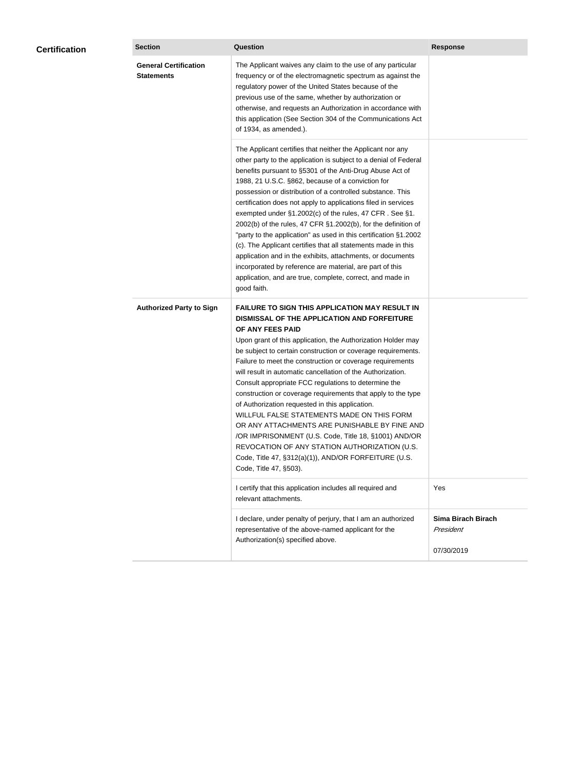## Certification

| Section | Question | Response |
| --- | --- | --- |
| **General Certification Statements** | The Applicant waives any claim to the use of any particular frequency or of the electromagnetic spectrum as against the regulatory power of the United States because of the previous use of the same, whether by authorization or otherwise, and requests an Authorization in accordance with this application (See Section 304 of the Communications Act of 1934, as amended.). | |
| | The Applicant certifies that neither the Applicant nor any other party to the application is subject to a denial of Federal benefits pursuant to §5301 of the Anti-Drug Abuse Act of 1988, 21 U.S.C. §862, because of a conviction for possession or distribution of a controlled substance. This certification does not apply to applications filed in services exempted under §1.2002(c) of the rules, 47 CFR . See §1. 2002(b) of the rules, 47 CFR §1.2002(b), for the definition of "party to the application" as used in this certification §1.2002 (c). The Applicant certifies that all statements made in this application and in the exhibits, attachments, or documents incorporated by reference are material, are part of this application, and are true, complete, correct, and made in good faith. | |
| **Authorized Party to Sign** | **FAILURE TO SIGN THIS APPLICATION MAY RESULT IN DISMISSAL OF THE APPLICATION AND FORFEITURE OF ANY FEES PAID** Upon grant of this application, the Authorization Holder may be subject to certain construction or coverage requirements. Failure to meet the construction or coverage requirements will result in automatic cancellation of the Authorization. Consult appropriate FCC regulations to determine the construction or coverage requirements that apply to the type of Authorization requested in this application. WILLFUL FALSE STATEMENTS MADE ON THIS FORM OR ANY ATTACHMENTS ARE PUNISHABLE BY FINE AND /OR IMPRISONMENT (U.S. Code, Title 18, §1001) AND/OR REVOCATION OF ANY STATION AUTHORIZATION (U.S. Code, Title 47, §312(a)(1)), AND/OR FORFEITURE (U.S. Code, Title 47, §503). | |
| | I certify that this application includes all required and relevant attachments. | Yes |
| | I declare, under penalty of perjury, that I am an authorized representative of the above-named applicant for the Authorization(s) specified above. | **Sima Birach Birach** *President* 07/30/2019 |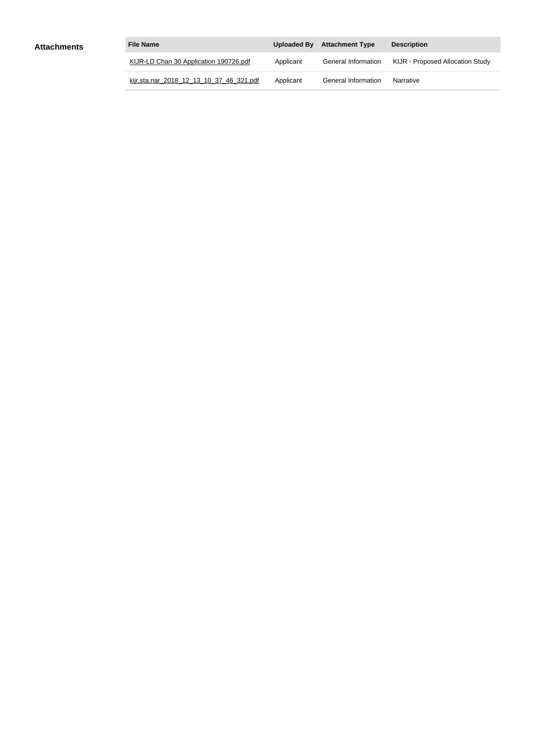## Attachments

| File Name | Uploaded By | Attachment Type | Description |
| --- | --- | --- | --- |
| KIJR-LD Chan 30 Application 190726.pdf | Applicant | General Information | KIJR - Proposed Allocation Study |
| kijr.sta.nar_2018_12_13_10_37_46_321.pdf | Applicant | General Information | Narrative |